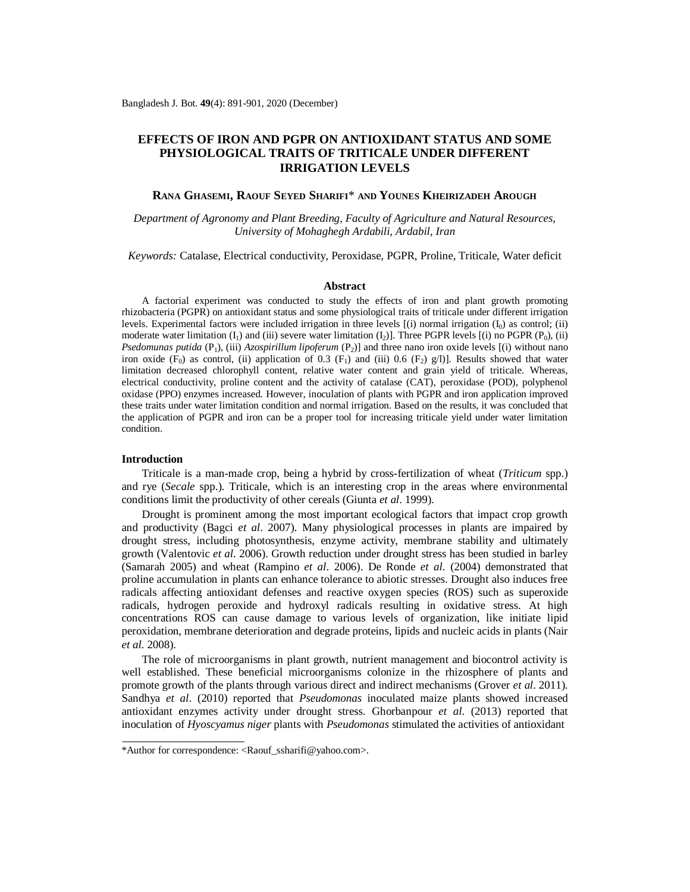# EFFECTS OF IRON AND PGPR ON ANTIOXIDANT STATUS AND SOME PHYSIOLOGICAL TRAITS OF TRITICALE UNDER DIFFERENT IRRIGATION LEVELS

**RANA GHASEMI, RAOUF SEYED SHARIFI\* AND YOUNES KHEIRIZADEH AROUGH**

*Department of Agronomy and Plant Breeding, Faculty of Agriculture and Natural Resources, University of Mohaghegh Ardabili, Ardabil, Iran*

*Keywords:* Catalase, Electrical conductivity, Peroxidase, PGPR, Proline, Triticale, Water deficit

## Abstract

A factorial experiment was conducted to study the effects of iron and plant growth promoting rhizobacteria (PGPR) on antioxidant status and some physiological traits of triticale under different irrigation levels. Experimental factors were included irrigation in three levels [(i) normal irrigation ($I_0$) as control; (ii) moderate water limitation ($I_1$) and (iii) severe water limitation ($I_2$)]. Three PGPR levels [(i) no PGPR ($P_0$), (ii) *Psedomunas putida* ($P_1$), (iii) *Azospirillum lipoferum* ($P_2$)] and three nano iron oxide levels [(i) without nano iron oxide ($F_0$) as control, (ii) application of 0.3 ($F_1$) and (iii) 0.6 ($F_2$) g/l)]. Results showed that water limitation decreased chlorophyll content, relative water content and grain yield of triticale. Whereas, electrical conductivity, proline content and the activity of catalase (CAT), peroxidase (POD), polyphenol oxidase (PPO) enzymes increased. However, inoculation of plants with PGPR and iron application improved these traits under water limitation condition and normal irrigation. Based on the results, it was concluded that the application of PGPR and iron can be a proper tool for increasing triticale yield under water limitation condition.

## Introduction

Triticale is a man-made crop, being a hybrid by cross-fertilization of wheat (*Triticum* spp.) and rye (*Secale* spp.). Triticale, which is an interesting crop in the areas where environmental conditions limit the productivity of other cereals (Giunta *et al*. 1999).

Drought is prominent among the most important ecological factors that impact crop growth and productivity (Bagci *et al*. 2007). Many physiological processes in plants are impaired by drought stress, including photosynthesis, enzyme activity, membrane stability and ultimately growth (Valentovic *et al.* 2006). Growth reduction under drought stress has been studied in barley (Samarah 2005) and wheat (Rampino *et al*. 2006). De Ronde *et al.* (2004) demonstrated that proline accumulation in plants can enhance tolerance to abiotic stresses. Drought also induces free radicals affecting antioxidant defenses and reactive oxygen species (ROS) such as superoxide radicals, hydrogen peroxide and hydroxyl radicals resulting in oxidative stress. At high concentrations ROS can cause damage to various levels of organization, like initiate lipid peroxidation, membrane deterioration and degrade proteins, lipids and nucleic acids in plants (Nair *et al.* 2008).

The role of microorganisms in plant growth, nutrient management and biocontrol activity is well established. These beneficial microorganisms colonize in the rhizosphere of plants and promote growth of the plants through various direct and indirect mechanisms (Grover *et al*. 2011). Sandhya *et al*. (2010) reported that *Pseudomonas* inoculated maize plants showed increased antioxidant enzymes activity under drought stress. Ghorbanpour *et al*. (2013) reported that inoculation of *Hyoscyamus niger* plants with *Pseudomonas* stimulated the activities of antioxidant

\*Author for correspondence: <Raouf_ssharifi@yahoo.com>.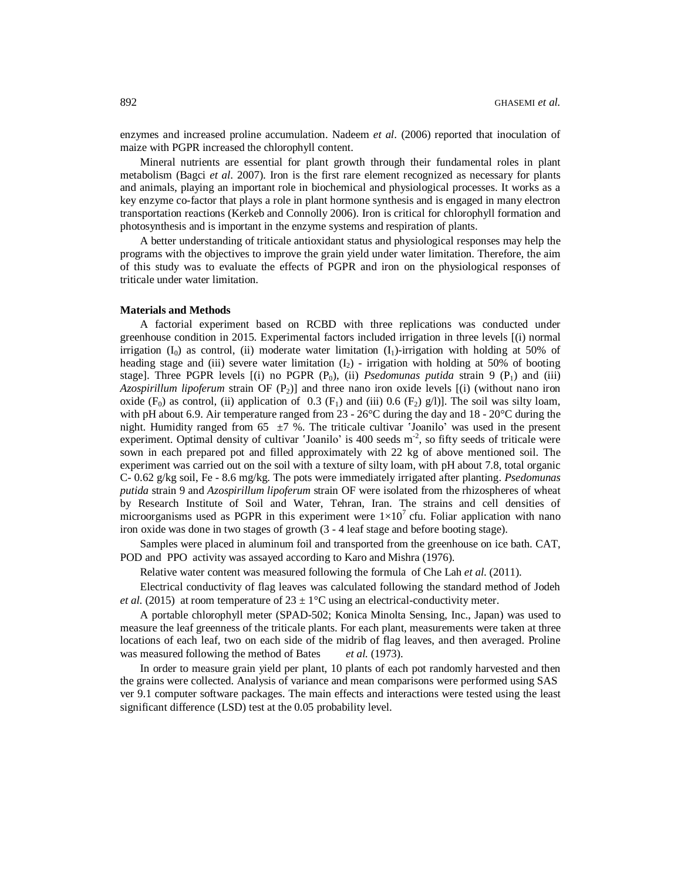enzymes and increased proline accumulation. Nadeem *et al*. (2006) reported that inoculation of maize with PGPR increased the chlorophyll content.

Mineral nutrients are essential for plant growth through their fundamental roles in plant metabolism (Bagci *et al*. 2007). Iron is the first rare element recognized as necessary for plants and animals, playing an important role in biochemical and physiological processes. It works as a key enzyme co-factor that plays a role in plant hormone synthesis and is engaged in many electron transportation reactions (Kerkeb and Connolly 2006). Iron is critical for chlorophyll formation and photosynthesis and is important in the enzyme systems and respiration of plants.

A better understanding of triticale antioxidant status and physiological responses may help the programs with the objectives to improve the grain yield under water limitation. Therefore, the aim of this study was to evaluate the effects of PGPR and iron on the physiological responses of triticale under water limitation.

**Materials and Methods**

A factorial experiment based on RCBD with three replications was conducted under greenhouse condition in 2015. Experimental factors included irrigation in three levels [(i) normal irrigation ($I_0$) as control, (ii) moderate water limitation ($I_1$)-irrigation with holding at 50% of heading stage and (iii) severe water limitation ($I_2$) - irrigation with holding at 50% of booting stage]. Three PGPR levels [(i) no PGPR ($P_0$), (ii) *Psedomunas putida* strain 9 ($P_1$) and (iii) *Azospirillum lipoferum* strain OF ($P_2$)] and three nano iron oxide levels [(i) (without nano iron oxide ($F_0$) as control, (ii) application of 0.3 ($F_1$) and (iii) 0.6 ($F_2$) g/l)]. The soil was silty loam, with pH about 6.9. Air temperature ranged from 23 - 26°C during the day and 18 - 20°C during the night. Humidity ranged from 65 ±7 %. The triticale cultivar 'Joanilo' was used in the present experiment. Optimal density of cultivar 'Joanilo' is 400 seeds $m^{-2}$, so fifty seeds of triticale were sown in each prepared pot and filled approximately with 22 kg of above mentioned soil. The experiment was carried out on the soil with a texture of silty loam, with pH about 7.8, total organic C- 0.62 g/kg soil, Fe - 8.6 mg/kg. The pots were immediately irrigated after planting. *Psedomunas putida* strain 9 and *Azospirillum lipoferum* strain OF were isolated from the rhizospheres of wheat by Research Institute of Soil and Water, Tehran, Iran. The strains and cell densities of microorganisms used as PGPR in this experiment were $1\times10^7$ cfu. Foliar application with nano iron oxide was done in two stages of growth (3 - 4 leaf stage and before booting stage).

Samples were placed in aluminum foil and transported from the greenhouse on ice bath. CAT, POD and PPO activity was assayed according to Karo and Mishra (1976).

Relative water content was measured following the formula of Che Lah *et al*. (2011).

Electrical conductivity of flag leaves was calculated following the standard method of Jodeh *et al*. (2015) at room temperature of 23 ± 1°C using an electrical-conductivity meter.

A portable chlorophyll meter (SPAD-502; Konica Minolta Sensing, Inc., Japan) was used to measure the leaf greenness of the triticale plants. For each plant, measurements were taken at three locations of each leaf, two on each side of the midrib of flag leaves, and then averaged. Proline was measured following the method of Bates *et al*. (1973).

In order to measure grain yield per plant, 10 plants of each pot randomly harvested and then the grains were collected. Analysis of variance and mean comparisons were performed using SAS ver 9.1 computer software packages. The main effects and interactions were tested using the least significant difference (LSD) test at the 0.05 probability level.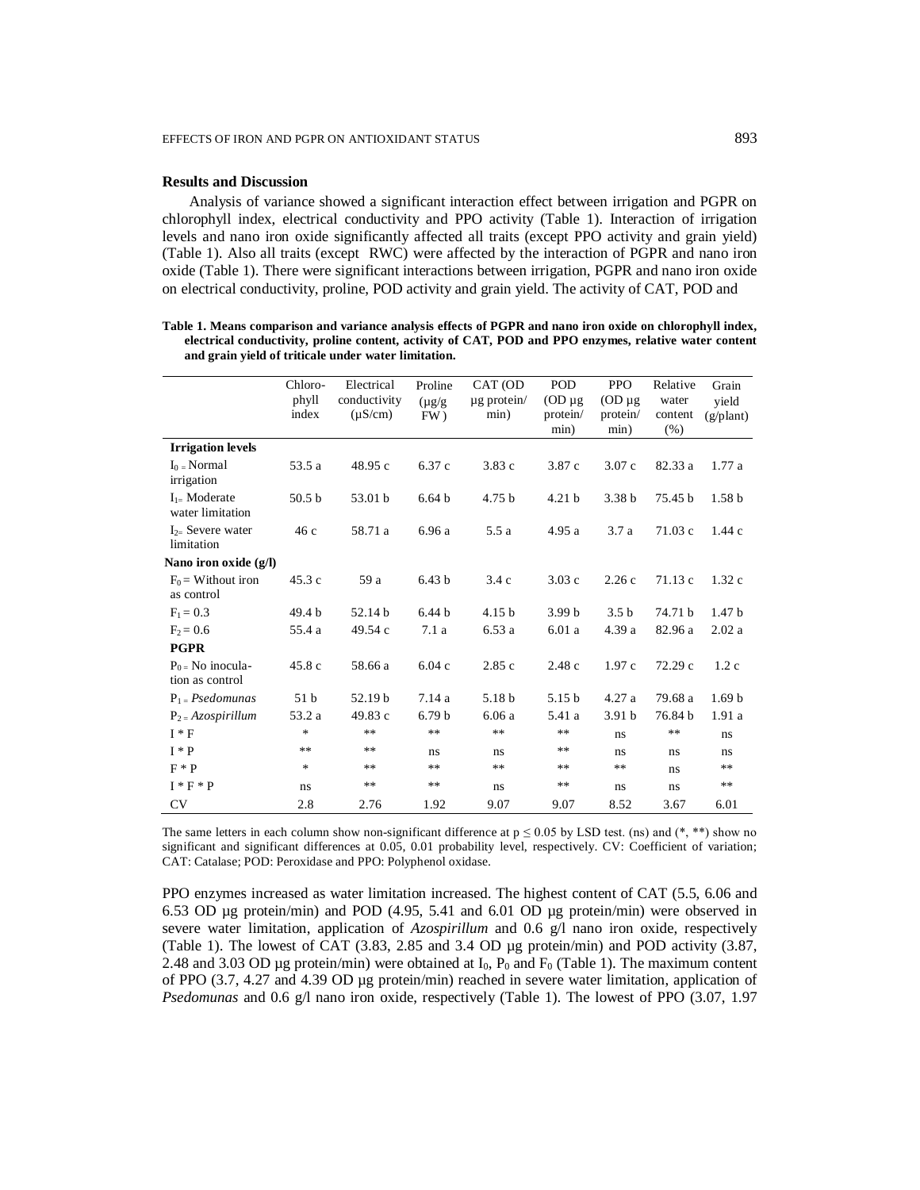## Results and Discussion

Analysis of variance showed a significant interaction effect between irrigation and PGPR on chlorophyll index, electrical conductivity and PPO activity (Table 1). Interaction of irrigation levels and nano iron oxide significantly affected all traits (except PPO activity and grain yield) (Table 1). Also all traits (except RWC) were affected by the interaction of PGPR and nano iron oxide (Table 1). There were significant interactions between irrigation, PGPR and nano iron oxide on electrical conductivity, proline, POD activity and grain yield. The activity of CAT, POD and

**Table 1. Means comparison and variance analysis effects of PGPR and nano iron oxide on chlorophyll index, electrical conductivity, proline content, activity of CAT, POD and PPO enzymes, relative water content and grain yield of triticale under water limitation.**

| | Chlorophyll index | Electrical conductivity (µS/cm) | Proline (µg/g FW) | CAT (OD µg protein/ min) | POD (OD µg protein/ min) | PPO (OD µg protein/ min) | Relative water content (%) | Grain yield (g/plant) |
|---|---|---|---|---|---|---|---|---|
| **Irrigation levels** | | | | | | | | |
| $I_0$ = Normal irrigation | 53.5 a | 48.95 c | 6.37 c | 3.83 c | 3.87 c | 3.07 c | 82.33 a | 1.77 a |
| $I_1$ = Moderate water limitation | 50.5 b | 53.01 b | 6.64 b | 4.75 b | 4.21 b | 3.38 b | 75.45 b | 1.58 b |
| $I_2$ = Severe water limitation | 46 c | 58.71 a | 6.96 a | 5.5 a | 4.95 a | 3.7 a | 71.03 c | 1.44 c |
| **Nano iron oxide (g/l)** | | | | | | | | |
| $F_0$ = Without iron as control | 45.3 c | 59 a | 6.43 b | 3.4 c | 3.03 c | 2.26 c | 71.13 c | 1.32 c |
| $F_1$ = 0.3 | 49.4 b | 52.14 b | 6.44 b | 4.15 b | 3.99 b | 3.5 b | 74.71 b | 1.47 b |
| $F_2$ = 0.6 | 55.4 a | 49.54 c | 7.1 a | 6.53 a | 6.01 a | 4.39 a | 82.96 a | 2.02 a |
| **PGPR** | | | | | | | | |
| $P_0$ = No inoculation as control | 45.8 c | 58.66 a | 6.04 c | 2.85 c | 2.48 c | 1.97 c | 72.29 c | 1.2 c |
| $P_1$ = *Psedomunas* | 51 b | 52.19 b | 7.14 a | 5.18 b | 5.15 b | 4.27 a | 79.68 a | 1.69 b |
| $P_2$ = *Azospirillum* | 53.2 a | 49.83 c | 6.79 b | 6.06 a | 5.41 a | 3.91 b | 76.84 b | 1.91 a |
| I * F | * | ** | ** | ** | ** | ns | ** | ns |
| I * P | ** | ** | ns | ns | ** | ns | ns | ns |
| F * P | * | ** | ** | ** | ** | ** | ns | ** |
| I * F * P | ns | ** | ** | ns | ** | ns | ns | ** |
| CV | 2.8 | 2.76 | 1.92 | 9.07 | 9.07 | 8.52 | 3.67 | 6.01 |

The same letters in each column show non-significant difference at $p \leq 0.05$ by LSD test. (ns) and (*, **) show no significant and significant differences at 0.05, 0.01 probability level, respectively. CV: Coefficient of variation; CAT: Catalase; POD: Peroxidase and PPO: Polyphenol oxidase.

PPO enzymes increased as water limitation increased. The highest content of CAT (5.5, 6.06 and 6.53 OD µg protein/min) and POD (4.95, 5.41 and 6.01 OD µg protein/min) were observed in severe water limitation, application of *Azospirillum* and 0.6 g/l nano iron oxide, respectively (Table 1). The lowest of CAT (3.83, 2.85 and 3.4 OD µg protein/min) and POD activity (3.87, 2.48 and 3.03 OD µg protein/min) were obtained at $I_0$, $P_0$ and $F_0$ (Table 1). The maximum content of PPO (3.7, 4.27 and 4.39 OD µg protein/min) reached in severe water limitation, application of *Psedomunas* and 0.6 g/l nano iron oxide, respectively (Table 1). The lowest of PPO (3.07, 1.97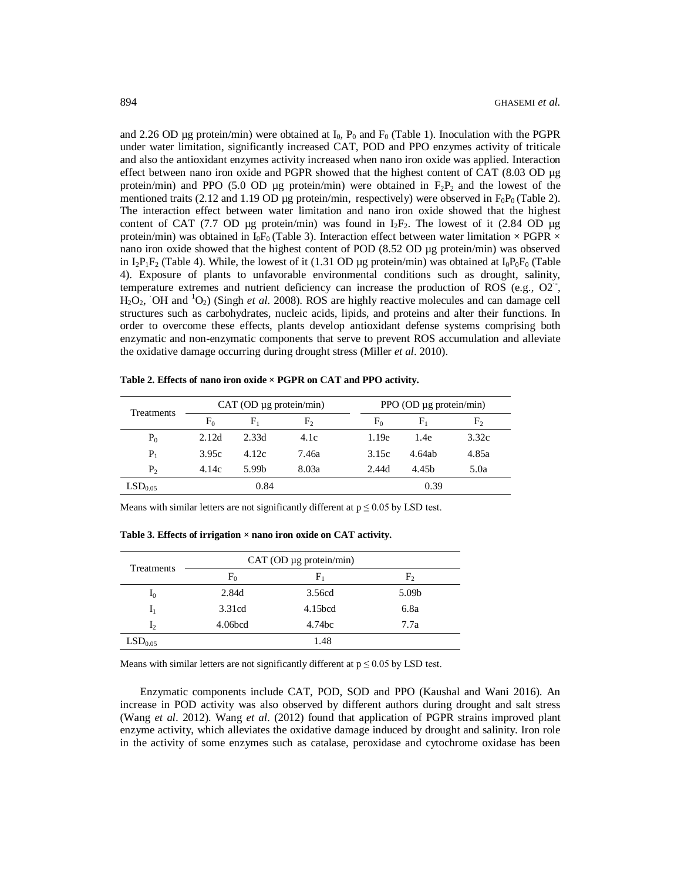and 2.26 OD µg protein/min) were obtained at $I_0$, $P_0$ and $F_0$ (Table 1). Inoculation with the PGPR under water limitation, significantly increased CAT, POD and PPO enzymes activity of triticale and also the antioxidant enzymes activity increased when nano iron oxide was applied. Interaction effect between nano iron oxide and PGPR showed that the highest content of CAT (8.03 OD µg protein/min) and PPO (5.0 OD µg protein/min) were obtained in $F_2P_2$ and the lowest of the mentioned traits (2.12 and 1.19 OD µg protein/min, respectively) were observed in $F_0P_0$ (Table 2). The interaction effect between water limitation and nano iron oxide showed that the highest content of CAT (7.7 OD µg protein/min) was found in $I_2F_2$. The lowest of it (2.84 OD µg protein/min) was obtained in $I_0F_0$ (Table 3). Interaction effect between water limitation × PGPR × nano iron oxide showed that the highest content of POD (8.52 OD µg protein/min) was observed in $I_2P_1F_2$ (Table 4). While, the lowest of it (1.31 OD µg protein/min) was obtained at $I_0P_0F_0$ (Table 4). Exposure of plants to unfavorable environmental conditions such as drought, salinity, temperature extremes and nutrient deficiency can increase the production of ROS (e.g., $O2^{·-}$, $H_2O_2$, $^{·}OH$ and $^{1}O_2$) (Singh *et al.* 2008). ROS are highly reactive molecules and can damage cell structures such as carbohydrates, nucleic acids, lipids, and proteins and alter their functions. In order to overcome these effects, plants develop antioxidant defense systems comprising both enzymatic and non-enzymatic components that serve to prevent ROS accumulation and alleviate the oxidative damage occurring during drought stress (Miller *et al*. 2010).

**Table 2. Effects of nano iron oxide × PGPR on CAT and PPO activity.**

| Treatments | CAT (OD µg protein/min) | | | PPO (OD µg protein/min) | | |
|---|---|---|---|---|---|---|
| | $F_0$ | $F_1$ | $F_2$ | $F_0$ | $F_1$ | $F_2$ |
| $P_0$ | 2.12d | 2.33d | 4.1c | 1.19e | 1.4e | 3.32c |
| $P_1$ | 3.95c | 4.12c | 7.46a | 3.15c | 4.64ab | 4.85a |
| $P_2$ | 4.14c | 5.99b | 8.03a | 2.44d | 4.45b | 5.0a |
| $LSD_{0.05}$ | | 0.84 | | | 0.39 | |

Means with similar letters are not significantly different at $p \leq 0.05$ by LSD test.

**Table 3. Effects of irrigation × nano iron oxide on CAT activity.**

| Treatments | CAT (OD µg protein/min) | | |
|---|---|---|---|
| | $F_0$ | $F_1$ | $F_2$ |
| $I_0$ | 2.84d | 3.56cd | 5.09b |
| $I_1$ | 3.31cd | 4.15bcd | 6.8a |
| $I_2$ | 4.06bcd | 4.74bc | 7.7a |
| $LSD_{0.05}$ | | 1.48 | |

Means with similar letters are not significantly different at $p \leq 0.05$ by LSD test.

Enzymatic components include CAT, POD, SOD and PPO (Kaushal and Wani 2016). An increase in POD activity was also observed by different authors during drought and salt stress (Wang *et al*. 2012). Wang *et al*. (2012) found that application of PGPR strains improved plant enzyme activity, which alleviates the oxidative damage induced by drought and salinity. Iron role in the activity of some enzymes such as catalase, peroxidase and cytochrome oxidase has been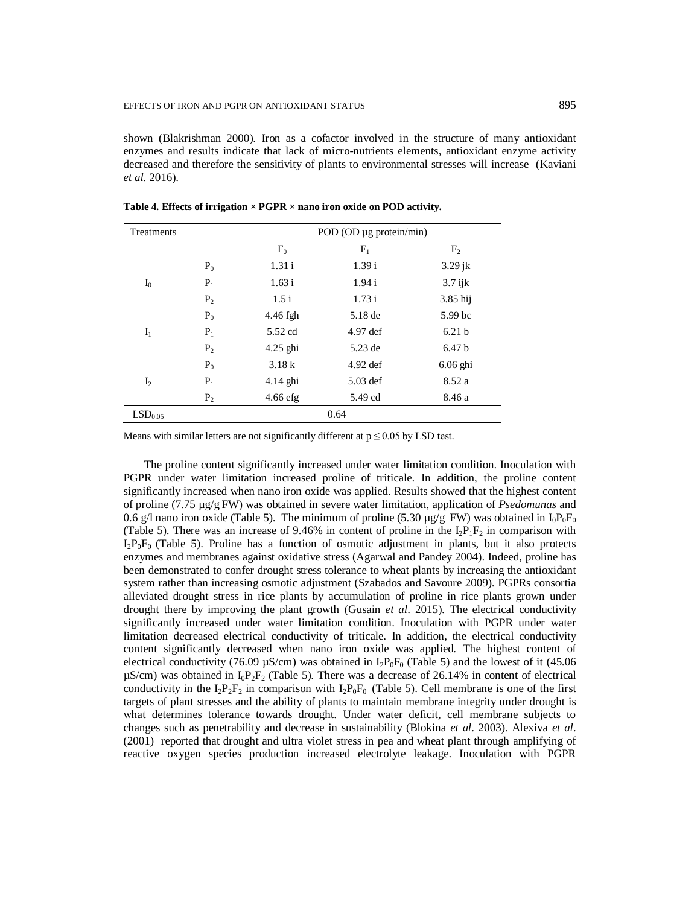shown (Blakrishman 2000). Iron as a cofactor involved in the structure of many antioxidant enzymes and results indicate that lack of micro-nutrients elements, antioxidant enzyme activity decreased and therefore the sensitivity of plants to environmental stresses will increase (Kaviani *et al*. 2016).

**Table 4. Effects of irrigation × PGPR × nano iron oxide on POD activity.**

| Treatments | | POD (OD µg protein/min) | | |
|---|---|---|---|---|
| | | $F_0$ | $F_1$ | $F_2$ |
| $I_0$ | $P_0$ | 1.31 i | 1.39 i | 3.29 jk |
| | $P_1$ | 1.63 i | 1.94 i | 3.7 ijk |
| | $P_2$ | 1.5 i | 1.73 i | 3.85 hij |
| $I_1$ | $P_0$ | 4.46 fgh | 5.18 de | 5.99 bc |
| | $P_1$ | 5.52 cd | 4.97 def | 6.21 b |
| | $P_2$ | 4.25 ghi | 5.23 de | 6.47 b |
| $I_2$ | $P_0$ | 3.18 k | 4.92 def | 6.06 ghi |
| | $P_1$ | 4.14 ghi | 5.03 def | 8.52 a |
| | $P_2$ | 4.66 efg | 5.49 cd | 8.46 a |
| $LSD_{0.05}$ | | 0.64 | | |

Means with similar letters are not significantly different at $p \leq 0.05$ by LSD test.

The proline content significantly increased under water limitation condition. Inoculation with PGPR under water limitation increased proline of triticale. In addition, the proline content significantly increased when nano iron oxide was applied. Results showed that the highest content of proline (7.75 µg/g FW) was obtained in severe water limitation, application of *Psedomunas* and 0.6 g/l nano iron oxide (Table 5). The minimum of proline (5.30 µg/g FW) was obtained in $I_0P_0F_0$ (Table 5). There was an increase of 9.46% in content of proline in the $I_2P_1F_2$ in comparison with $I_2P_0F_0$ (Table 5). Proline has a function of osmotic adjustment in plants, but it also protects enzymes and membranes against oxidative stress (Agarwal and Pandey 2004). Indeed, proline has been demonstrated to confer drought stress tolerance to wheat plants by increasing the antioxidant system rather than increasing osmotic adjustment (Szabados and Savoure 2009). PGPRs consortia alleviated drought stress in rice plants by accumulation of proline in rice plants grown under drought there by improving the plant growth (Gusain *et al*. 2015). The electrical conductivity significantly increased under water limitation condition. Inoculation with PGPR under water limitation decreased electrical conductivity of triticale. In addition, the electrical conductivity content significantly decreased when nano iron oxide was applied. The highest content of electrical conductivity (76.09 µS/cm) was obtained in $I_2P_0F_0$ (Table 5) and the lowest of it (45.06 µS/cm) was obtained in $I_0P_2F_2$ (Table 5). There was a decrease of 26.14% in content of electrical conductivity in the $I_2P_2F_2$ in comparison with $I_2P_0F_0$ (Table 5). Cell membrane is one of the first targets of plant stresses and the ability of plants to maintain membrane integrity under drought is what determines tolerance towards drought. Under water deficit, cell membrane subjects to changes such as penetrability and decrease in sustainability (Blokina *et al*. 2003). Alexiva *et al*. (2001) reported that drought and ultra violet stress in pea and wheat plant through amplifying of reactive oxygen species production increased electrolyte leakage. Inoculation with PGPR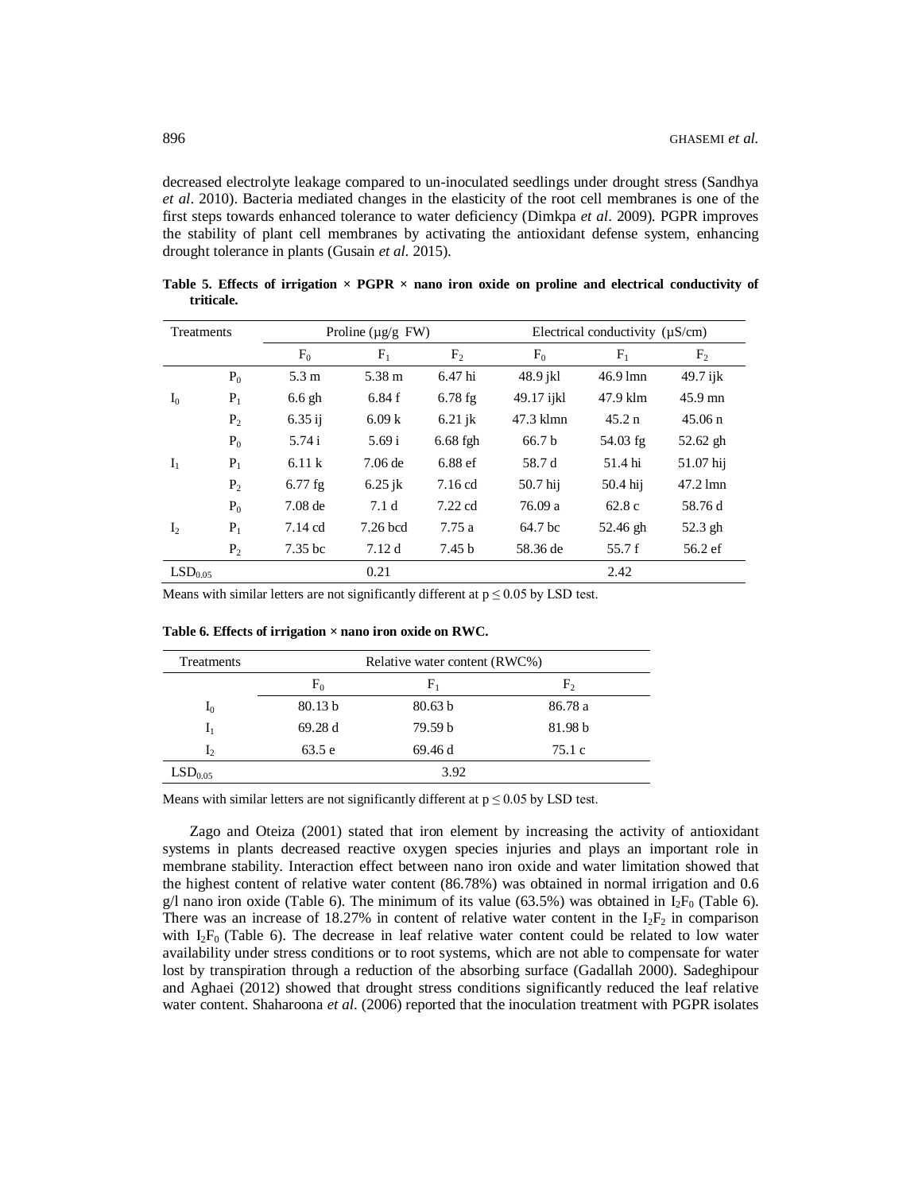decreased electrolyte leakage compared to un-inoculated seedlings under drought stress (Sandhya *et al*. 2010). Bacteria mediated changes in the elasticity of the root cell membranes is one of the first steps towards enhanced tolerance to water deficiency (Dimkpa *et al*. 2009). PGPR improves the stability of plant cell membranes by activating the antioxidant defense system, enhancing drought tolerance in plants (Gusain *et al*. 2015).

**Table 5. Effects of irrigation × PGPR × nano iron oxide on proline and electrical conductivity of triticale.**

| Treatments | | Proline (μg/g FW) | | | Electrical conductivity (μS/cm) | | |
|---|---|---|---|---|---|---|---|
| | | $F_0$ | $F_1$ | $F_2$ | $F_0$ | $F_1$ | $F_2$ |
| $I_0$ | $P_0$ | 5.3 m | 5.38 m | 6.47 hi | 48.9 jkl | 46.9 lmn | 49.7 ijk |
| | $P_1$ | 6.6 gh | 6.84 f | 6.78 fg | 49.17 ijkl | 47.9 klm | 45.9 mn |
| | $P_2$ | 6.35 ij | 6.09 k | 6.21 jk | 47.3 klmn | 45.2 n | 45.06 n |
| $I_1$ | $P_0$ | 5.74 i | 5.69 i | 6.68 fgh | 66.7 b | 54.03 fg | 52.62 gh |
| | $P_1$ | 6.11 k | 7.06 de | 6.88 ef | 58.7 d | 51.4 hi | 51.07 hij |
| | $P_2$ | 6.77 fg | 6.25 jk | 7.16 cd | 50.7 hij | 50.4 hij | 47.2 lmn |
| $I_2$ | $P_0$ | 7.08 de | 7.1 d | 7.22 cd | 76.09 a | 62.8 c | 58.76 d |
| | $P_1$ | 7.14 cd | 7.26 bcd | 7.75 a | 64.7 bc | 52.46 gh | 52.3 gh |
| | $P_2$ | 7.35 bc | 7.12 d | 7.45 b | 58.36 de | 55.7 f | 56.2 ef |
| $LSD_{0.05}$ | | | 0.21 | | | 2.42 | |

Means with similar letters are not significantly different at $p \leq 0.05$ by LSD test.

**Table 6. Effects of irrigation × nano iron oxide on RWC.**

| Treatments | Relative water content (RWC%) | | |
|---|---|---|---|
| | $F_0$ | $F_1$ | $F_2$ |
| $I_0$ | 80.13 b | 80.63 b | 86.78 a |
| $I_1$ | 69.28 d | 79.59 b | 81.98 b |
| $I_2$ | 63.5 e | 69.46 d | 75.1 c |
| $LSD_{0.05}$ | | 3.92 | |

Means with similar letters are not significantly different at $p \leq 0.05$ by LSD test.

Zago and Oteiza (2001) stated that iron element by increasing the activity of antioxidant systems in plants decreased reactive oxygen species injuries and plays an important role in membrane stability. Interaction effect between nano iron oxide and water limitation showed that the highest content of relative water content (86.78%) was obtained in normal irrigation and 0.6 g/l nano iron oxide (Table 6). The minimum of its value (63.5%) was obtained in $I_2F_0$ (Table 6). There was an increase of 18.27% in content of relative water content in the $I_2F_2$ in comparison with $I_2F_0$ (Table 6). The decrease in leaf relative water content could be related to low water availability under stress conditions or to root systems, which are not able to compensate for water lost by transpiration through a reduction of the absorbing surface (Gadallah 2000). Sadeghipour and Aghaei (2012) showed that drought stress conditions significantly reduced the leaf relative water content. Shaharoona *et al*. (2006) reported that the inoculation treatment with PGPR isolates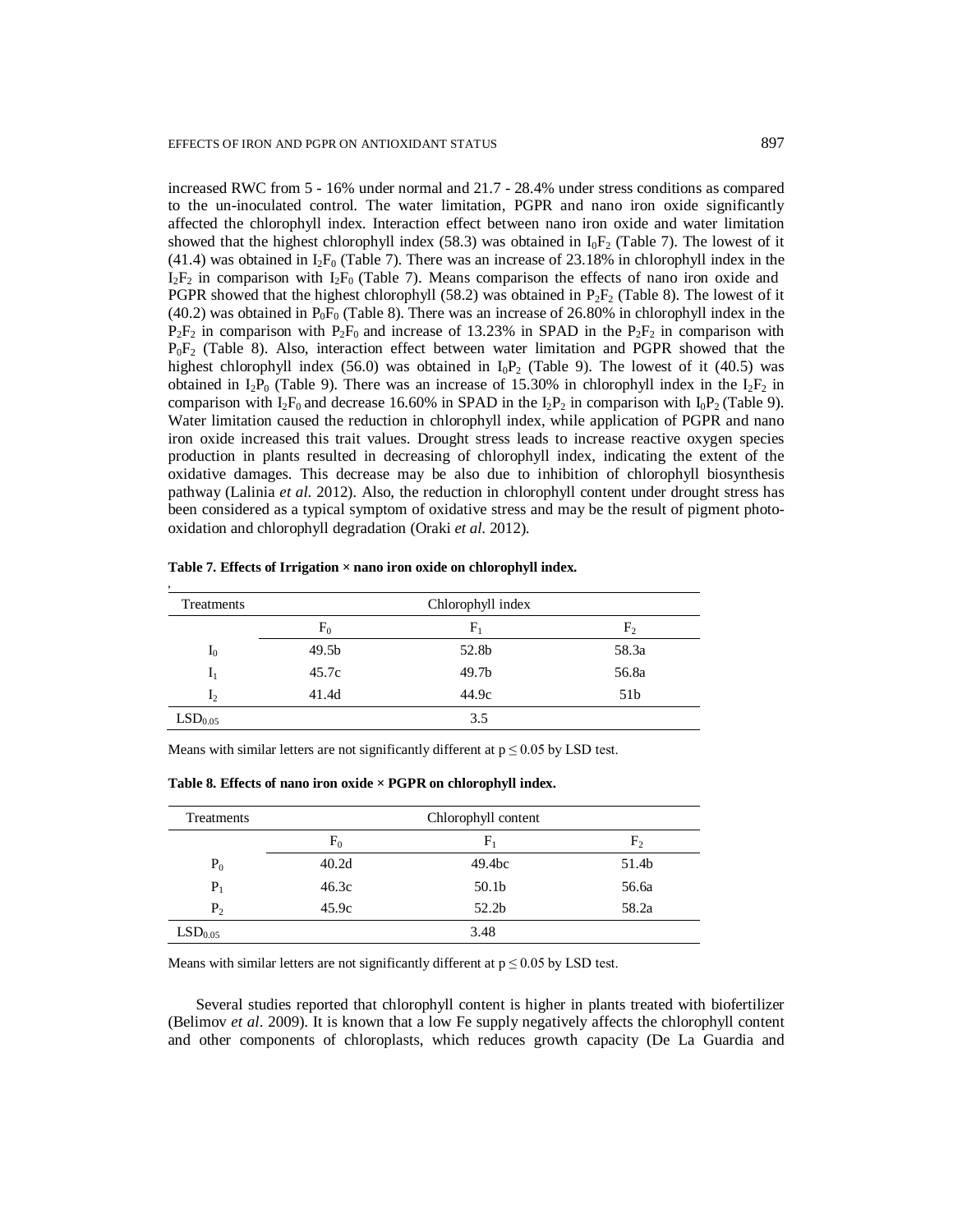increased RWC from 5 - 16% under normal and 21.7 - 28.4% under stress conditions as compared to the un-inoculated control. The water limitation, PGPR and nano iron oxide significantly affected the chlorophyll index. Interaction effect between nano iron oxide and water limitation showed that the highest chlorophyll index (58.3) was obtained in $I_0F_2$ (Table 7). The lowest of it (41.4) was obtained in $I_2F_0$ (Table 7). There was an increase of 23.18% in chlorophyll index in the $I_2F_2$ in comparison with $I_2F_0$ (Table 7). Means comparison the effects of nano iron oxide and PGPR showed that the highest chlorophyll (58.2) was obtained in $P_2F_2$ (Table 8). The lowest of it (40.2) was obtained in $P_0F_0$ (Table 8). There was an increase of 26.80% in chlorophyll index in the $P_2F_2$ in comparison with $P_2F_0$ and increase of 13.23% in SPAD in the $P_2F_2$ in comparison with $P_0F_2$ (Table 8). Also, interaction effect between water limitation and PGPR showed that the highest chlorophyll index (56.0) was obtained in $I_0P_2$ (Table 9). The lowest of it (40.5) was obtained in $I_2P_0$ (Table 9). There was an increase of 15.30% in chlorophyll index in the $I_2F_2$ in comparison with $I_2F_0$ and decrease 16.60% in SPAD in the $I_2P_2$ in comparison with $I_0P_2$ (Table 9). Water limitation caused the reduction in chlorophyll index, while application of PGPR and nano iron oxide increased this trait values. Drought stress leads to increase reactive oxygen species production in plants resulted in decreasing of chlorophyll index, indicating the extent of the oxidative damages. This decrease may be also due to inhibition of chlorophyll biosynthesis pathway (Lalinia *et al*. 2012). Also, the reduction in chlorophyll content under drought stress has been considered as a typical symptom of oxidative stress and may be the result of pigment photo-oxidation and chlorophyll degradation (Oraki *et al*. 2012).

**Table 7. Effects of Irrigation × nano iron oxide on chlorophyll index.**

| Treatments | Chlorophyll index | | |
|---|---|---|---|
| | $F_0$ | $F_1$ | $F_2$ |
| $I_0$ | 49.5b | 52.8b | 58.3a |
| $I_1$ | 45.7c | 49.7b | 56.8a |
| $I_2$ | 41.4d | 44.9c | 51b |
| $LSD_{0.05}$ | | 3.5 | |

Means with similar letters are not significantly different at $p \leq 0.05$ by LSD test.

**Table 8. Effects of nano iron oxide × PGPR on chlorophyll index.**

| Treatments | Chlorophyll content | | |
|---|---|---|---|
| | $F_0$ | $F_1$ | $F_2$ |
| $P_0$ | 40.2d | 49.4bc | 51.4b |
| $P_1$ | 46.3c | 50.1b | 56.6a |
| $P_2$ | 45.9c | 52.2b | 58.2a |
| $LSD_{0.05}$ | | 3.48 | |

Means with similar letters are not significantly different at $p \leq 0.05$ by LSD test.

Several studies reported that chlorophyll content is higher in plants treated with biofertilizer (Belimov *et al*. 2009). It is known that a low Fe supply negatively affects the chlorophyll content and other components of chloroplasts, which reduces growth capacity (De La Guardia and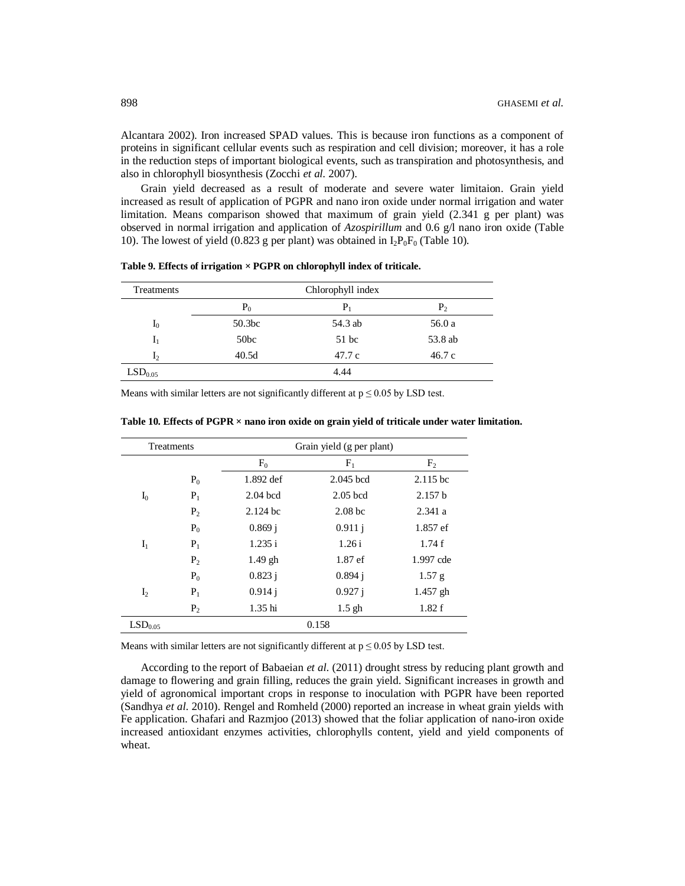Alcantara 2002). Iron increased SPAD values. This is because iron functions as a component of proteins in significant cellular events such as respiration and cell division; moreover, it has a role in the reduction steps of important biological events, such as transpiration and photosynthesis, and also in chlorophyll biosynthesis (Zocchi *et al.* 2007).

Grain yield decreased as a result of moderate and severe water limitaion. Grain yield increased as result of application of PGPR and nano iron oxide under normal irrigation and water limitation. Means comparison showed that maximum of grain yield (2.341 g per plant) was observed in normal irrigation and application of *Azospirillum* and 0.6 g/l nano iron oxide (Table 10). The lowest of yield (0.823 g per plant) was obtained in $I_2P_0F_0$ (Table 10).

**Table 9. Effects of irrigation × PGPR on chlorophyll index of triticale.**

| Treatments | Chlorophyll index | | |
|---|---|---|---|
| | $P_0$ | $P_1$ | $P_2$ |
| $I_0$ | 50.3bc | 54.3 ab | 56.0 a |
| $I_1$ | 50bc | 51 bc | 53.8 ab |
| $I_2$ | 40.5d | 47.7 c | 46.7 c |
| $LSD_{0.05}$ | | 4.44 | |

Means with similar letters are not significantly different at $p \leq 0.05$ by LSD test.

**Table 10. Effects of PGPR × nano iron oxide on grain yield of triticale under water limitation.**

| Treatments | | Grain yield (g per plant) | | |
|---|---|---|---|---|
| | | $F_0$ | $F_1$ | $F_2$ |
| | $P_0$ | 1.892 def | 2.045 bcd | 2.115 bc |
| $I_0$ | $P_1$ | 2.04 bcd | 2.05 bcd | 2.157 b |
| | $P_2$ | 2.124 bc | 2.08 bc | 2.341 a |
| | $P_0$ | 0.869 j | 0.911 j | 1.857 ef |
| $I_1$ | $P_1$ | 1.235 i | 1.26 i | 1.74 f |
| | $P_2$ | 1.49 gh | 1.87 ef | 1.997 cde |
| | $P_0$ | 0.823 j | 0.894 j | 1.57 g |
| $I_2$ | $P_1$ | 0.914 j | 0.927 j | 1.457 gh |
| | $P_2$ | 1.35 hi | 1.5 gh | 1.82 f |
| $LSD_{0.05}$ | | | 0.158 | |

Means with similar letters are not significantly different at $p \leq 0.05$ by LSD test.

According to the report of Babaeian *et al.* (2011) drought stress by reducing plant growth and damage to flowering and grain filling, reduces the grain yield. Significant increases in growth and yield of agronomical important crops in response to inoculation with PGPR have been reported (Sandhya *et al.* 2010). Rengel and Romheld (2000) reported an increase in wheat grain yields with Fe application. Ghafari and Razmjoo (2013) showed that the foliar application of nano-iron oxide increased antioxidant enzymes activities, chlorophylls content, yield and yield components of wheat.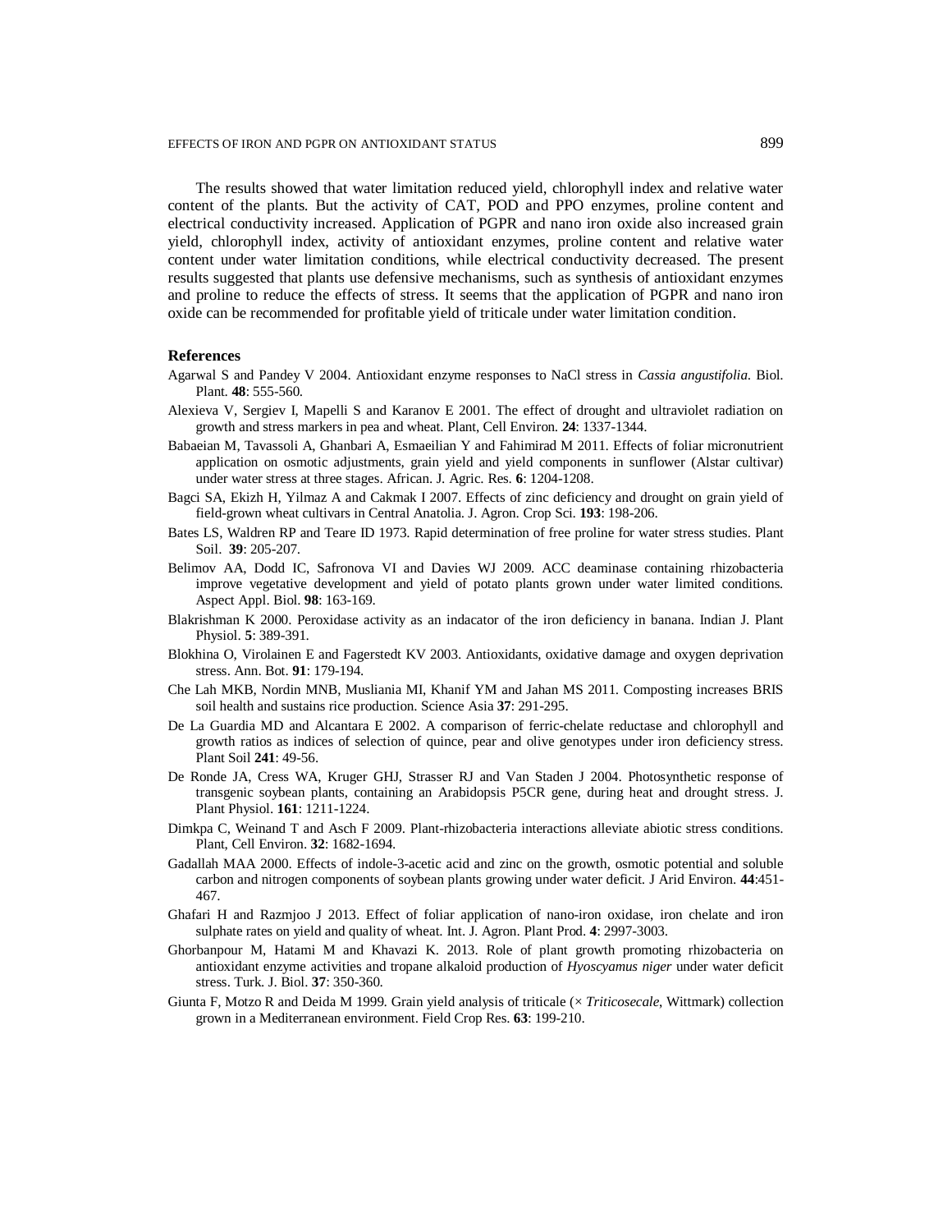The results showed that water limitation reduced yield, chlorophyll index and relative water content of the plants. But the activity of CAT, POD and PPO enzymes, proline content and electrical conductivity increased. Application of PGPR and nano iron oxide also increased grain yield, chlorophyll index, activity of antioxidant enzymes, proline content and relative water content under water limitation conditions, while electrical conductivity decreased. The present results suggested that plants use defensive mechanisms, such as synthesis of antioxidant enzymes and proline to reduce the effects of stress. It seems that the application of PGPR and nano iron oxide can be recommended for profitable yield of triticale under water limitation condition.

## References

Agarwal S and Pandey V 2004. Antioxidant enzyme responses to NaCl stress in *Cassia angustifolia*. Biol. Plant. **48**: 555-560.

Alexieva V, Sergiev I, Mapelli S and Karanov E 2001. The effect of drought and ultraviolet radiation on growth and stress markers in pea and wheat. Plant, Cell Environ. **24**: 1337-1344.

Babaeian M, Tavassoli A, Ghanbari A, Esmaeilian Y and Fahimirad M 2011. Effects of foliar micronutrient application on osmotic adjustments, grain yield and yield components in sunflower (Alstar cultivar) under water stress at three stages. African. J. Agric. Res. **6**: 1204-1208.

Bagci SA, Ekizh H, Yilmaz A and Cakmak I 2007. Effects of zinc deficiency and drought on grain yield of field-grown wheat cultivars in Central Anatolia. J. Agron. Crop Sci. **193**: 198-206.

Bates LS, Waldren RP and Teare ID 1973. Rapid determination of free proline for water stress studies. Plant Soil. **39**: 205-207.

Belimov AA, Dodd IC, Safronova VI and Davies WJ 2009. ACC deaminase containing rhizobacteria improve vegetative development and yield of potato plants grown under water limited conditions. Aspect Appl. Biol. **98**: 163-169.

Blakrishman K 2000. Peroxidase activity as an indacator of the iron deficiency in banana. Indian J. Plant Physiol. **5**: 389-391.

Blokhina O, Virolainen E and Fagerstedt KV 2003. Antioxidants, oxidative damage and oxygen deprivation stress. Ann. Bot. **91**: 179-194.

Che Lah MKB, Nordin MNB, Musliania MI, Khanif YM and Jahan MS 2011. Composting increases BRIS soil health and sustains rice production. Science Asia **37**: 291-295.

De La Guardia MD and Alcantara E 2002. A comparison of ferric-chelate reductase and chlorophyll and growth ratios as indices of selection of quince, pear and olive genotypes under iron deficiency stress. Plant Soil **241**: 49-56.

De Ronde JA, Cress WA, Kruger GHJ, Strasser RJ and Van Staden J 2004. Photosynthetic response of transgenic soybean plants, containing an Arabidopsis P5CR gene, during heat and drought stress. J. Plant Physiol. **161**: 1211-1224.

Dimkpa C, Weinand T and Asch F 2009. Plant-rhizobacteria interactions alleviate abiotic stress conditions. Plant, Cell Environ. **32**: 1682-1694.

Gadallah MAA 2000. Effects of indole-3-acetic acid and zinc on the growth, osmotic potential and soluble carbon and nitrogen components of soybean plants growing under water deficit. J Arid Environ. **44**:451-467.

Ghafari H and Razmjoo J 2013. Effect of foliar application of nano-iron oxidase, iron chelate and iron sulphate rates on yield and quality of wheat. Int. J. Agron. Plant Prod. **4**: 2997-3003.

Ghorbanpour M, Hatami M and Khavazi K. 2013. Role of plant growth promoting rhizobacteria on antioxidant enzyme activities and tropane alkaloid production of *Hyoscyamus niger* under water deficit stress. Turk. J. Biol. **37**: 350-360.

Giunta F, Motzo R and Deida M 1999. Grain yield analysis of triticale (× *Triticosecale*, Wittmark) collection grown in a Mediterranean environment. Field Crop Res. **63**: 199-210.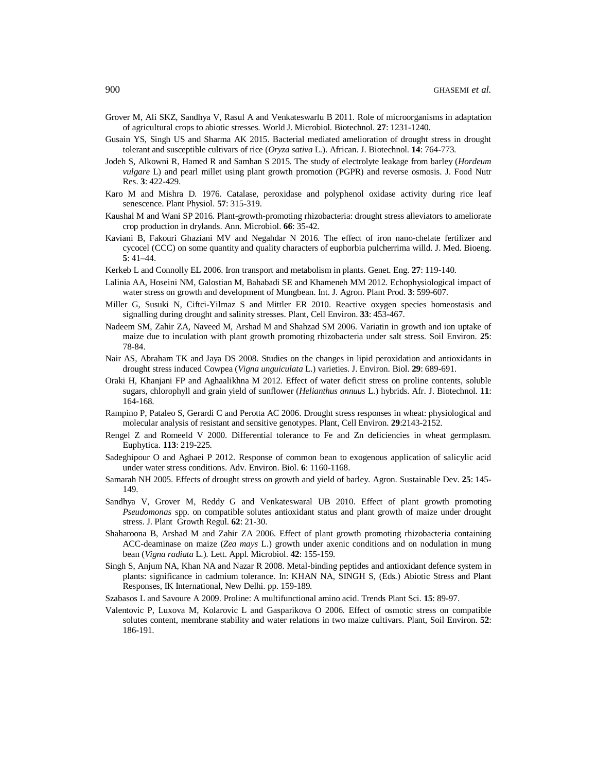Grover M, Ali SKZ, Sandhya V, Rasul A and Venkateswarlu B 2011. Role of microorganisms in adaptation of agricultural crops to abiotic stresses. World J. Microbiol. Biotechnol. **27**: 1231-1240.

Gusain YS, Singh US and Sharma AK 2015. Bacterial mediated amelioration of drought stress in drought tolerant and susceptible cultivars of rice (*Oryza sativa* L.). African. J. Biotechnol. **14**: 764-773.

Jodeh S, Alkowni R, Hamed R and Samhan S 2015. The study of electrolyte leakage from barley (*Hordeum vulgare* L) and pearl millet using plant growth promotion (PGPR) and reverse osmosis. J. Food Nutr Res. **3**: 422-429.

Karo M and Mishra D. 1976. Catalase, peroxidase and polyphenol oxidase activity during rice leaf senescence. Plant Physiol. **57**: 315-319.

Kaushal M and Wani SP 2016. Plant-growth-promoting rhizobacteria: drought stress alleviators to ameliorate crop production in drylands. Ann. Microbiol. **66**: 35-42.

Kaviani B, Fakouri Ghaziani MV and Negahdar N 2016. The effect of iron nano-chelate fertilizer and cycocel (CCC) on some quantity and quality characters of euphorbia pulcherrima willd. J. Med. Bioeng. **5**: 41–44.

Kerkeb L and Connolly EL 2006. Iron transport and metabolism in plants. Genet. Eng. **27**: 119-140.

Lalinia AA, Hoseini NM, Galostian M, Bahabadi SE and Khameneh MM 2012. Echophysiological impact of water stress on growth and development of Mungbean. Int. J. Agron. Plant Prod. **3**: 599-607.

Miller G, Susuki N, Ciftci-Yilmaz S and Mittler ER 2010. Reactive oxygen species homeostasis and signalling during drought and salinity stresses. Plant, Cell Environ. **33**: 453-467.

Nadeem SM, Zahir ZA, Naveed M, Arshad M and Shahzad SM 2006. Variatin in growth and ion uptake of maize due to inculation with plant growth promoting rhizobacteria under salt stress. Soil Environ. **25**: 78-84.

Nair AS, Abraham TK and Jaya DS 2008. Studies on the changes in lipid peroxidation and antioxidants in drought stress induced Cowpea (*Vigna unguiculata* L.) varieties. J. Environ. Biol. **29**: 689-691.

Oraki H, Khanjani FP and Aghaalikhna M 2012. Effect of water deficit stress on proline contents, soluble sugars, chlorophyll and grain yield of sunflower (*Helianthus annuus* L.) hybrids. Afr. J. Biotechnol. **11**: 164-168.

Rampino P, Pataleo S, Gerardi C and Perotta AC 2006. Drought stress responses in wheat: physiological and molecular analysis of resistant and sensitive genotypes. Plant, Cell Environ. **29**:2143-2152.

Rengel Z and Romeeld V 2000. Differential tolerance to Fe and Zn deficiencies in wheat germplasm. Euphytica. **113**: 219-225.

Sadeghipour O and Aghaei P 2012. Response of common bean to exogenous application of salicylic acid under water stress conditions. Adv. Environ. Biol. **6**: 1160-1168.

Samarah NH 2005. Effects of drought stress on growth and yield of barley. Agron. Sustainable Dev. **25**: 145-149.

Sandhya V, Grover M, Reddy G and Venkateswaral UB 2010. Effect of plant growth promoting *Pseudomonas* spp. on compatible solutes antioxidant status and plant growth of maize under drought stress. J. Plant Growth Regul. **62**: 21-30.

Shaharoona B, Arshad M and Zahir ZA 2006. Effect of plant growth promoting rhizobacteria containing ACC-deaminase on maize (*Zea mays* L.) growth under axenic conditions and on nodulation in mung bean (*Vigna radiata* L.). Lett. Appl. Microbiol. **42**: 155-159.

Singh S, Anjum NA, Khan NA and Nazar R 2008. Metal-binding peptides and antioxidant defence system in plants: significance in cadmium tolerance. In: KHAN NA, SINGH S, (Eds.) Abiotic Stress and Plant Responses, IK International, New Delhi. pp. 159-189.

Szabasos L and Savoure A 2009. Proline: A multifunctional amino acid. Trends Plant Sci. **15**: 89-97.

Valentovic P, Luxova M, Kolarovic L and Gasparikova O 2006. Effect of osmotic stress on compatible solutes content, membrane stability and water relations in two maize cultivars. Plant, Soil Environ. **52**: 186-191.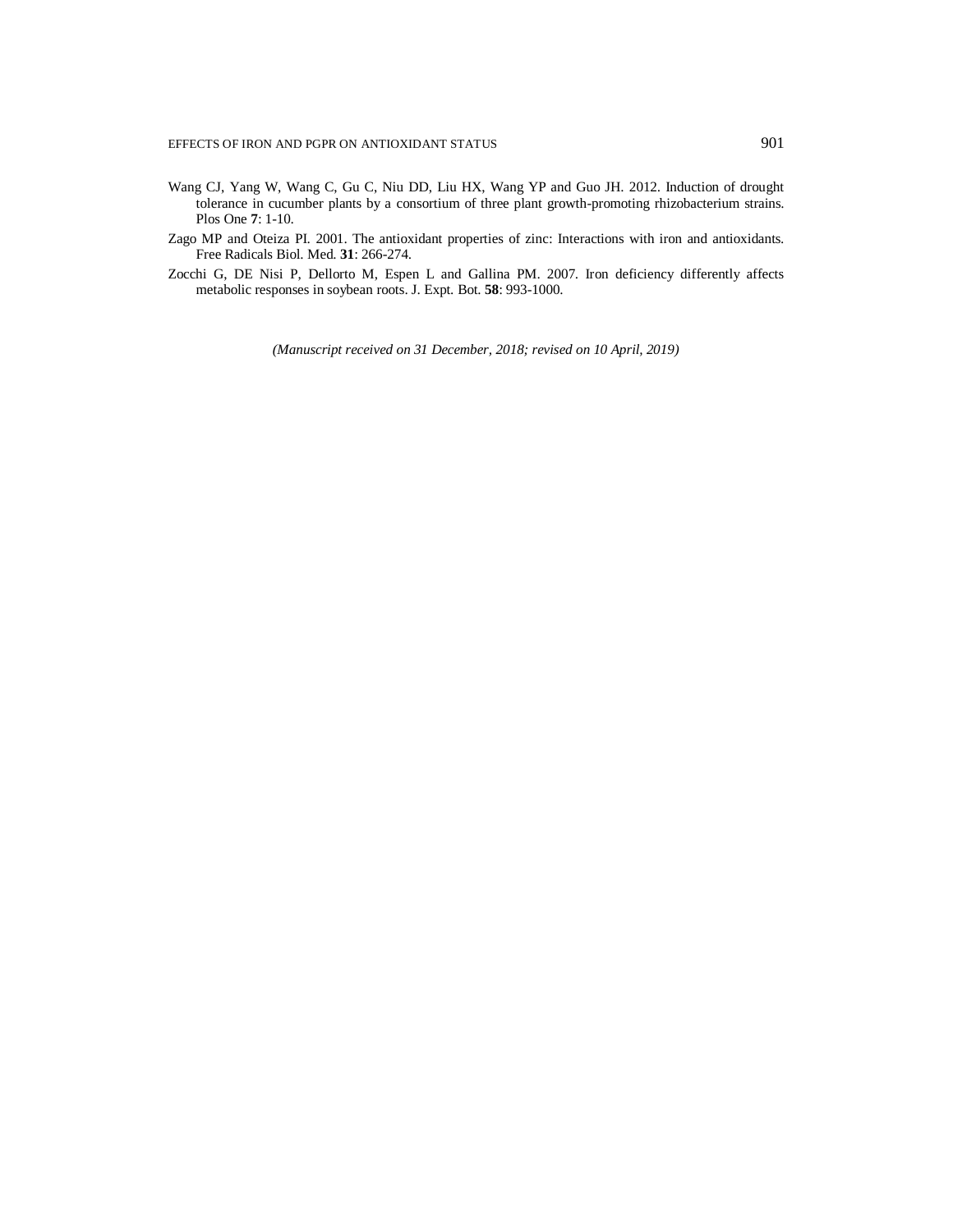Wang CJ, Yang W, Wang C, Gu C, Niu DD, Liu HX, Wang YP and Guo JH. 2012. Induction of drought tolerance in cucumber plants by a consortium of three plant growth-promoting rhizobacterium strains. Plos One **7**: 1-10.

Zago MP and Oteiza PI. 2001. The antioxidant properties of zinc: Interactions with iron and antioxidants. Free Radicals Biol. Med. **31**: 266-274.

Zocchi G, DE Nisi P, Dellorto M, Espen L and Gallina PM. 2007. Iron deficiency differently affects metabolic responses in soybean roots. J. Expt. Bot. **58**: 993-1000.

*(Manuscript received on 31 December, 2018; revised on 10 April, 2019)*